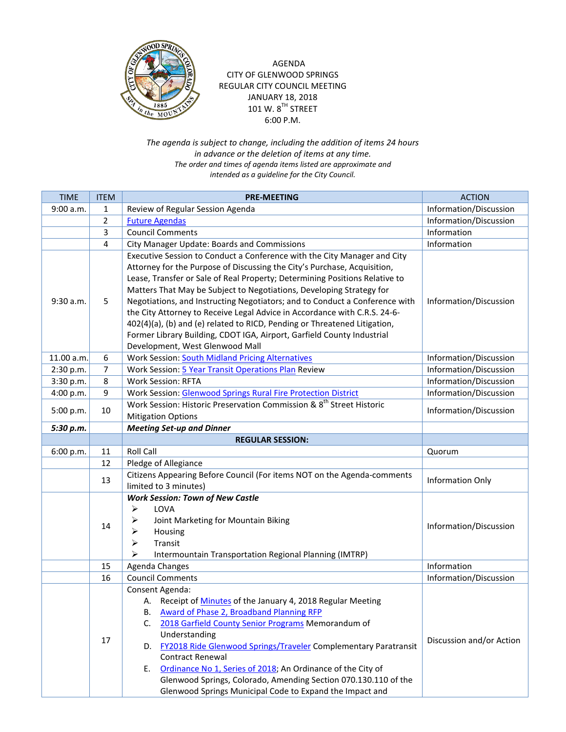AGENDA
CITY OF GLENWOOD SPRINGS
REGULAR CITY COUNCIL MEETING
JANUARY 18, 2018
101 W. 8TH STREET
6:00 P.M.

*The agenda is subject to change, including the addition of items 24 hours in advance or the deletion of items at any time.*
*The order and times of agenda items listed are approximate and intended as a guideline for the City Council.*

| TIME | ITEM | PRE-MEETING | ACTION |
|---|---|---|---|
| 9:00 a.m. | 1 | Review of Regular Session Agenda | Information/Discussion |
| | 2 | Future Agendas | Information/Discussion |
| | 3 | Council Comments | Information |
| | 4 | City Manager Update: Boards and Commissions | Information |
| 9:30 a.m. | 5 | Executive Session to Conduct a Conference with the City Manager and City Attorney for the Purpose of Discussing the City's Purchase, Acquisition, Lease, Transfer or Sale of Real Property; Determining Positions Relative to Matters That May be Subject to Negotiations, Developing Strategy for Negotiations, and Instructing Negotiators; and to Conduct a Conference with the City Attorney to Receive Legal Advice in Accordance with C.R.S. 24-6-402(4)(a), (b) and (e) related to RICD, Pending or Threatened Litigation, Former Library Building, CDOT IGA, Airport, Garfield County Industrial Development, West Glenwood Mall | Information/Discussion |
| 11.00 a.m. | 6 | Work Session: South Midland Pricing Alternatives | Information/Discussion |
| 2:30 p.m. | 7 | Work Session: 5 Year Transit Operations Plan Review | Information/Discussion |
| 3:30 p.m. | 8 | Work Session: RFTA | Information/Discussion |
| 4:00 p.m. | 9 | Work Session: Glenwood Springs Rural Fire Protection District | Information/Discussion |
| 5:00 p.m. | 10 | Work Session: Historic Preservation Commission & 8th Street Historic Mitigation Options | Information/Discussion |
| ***5:30 p.m.*** | | ***Meeting Set-up and Dinner*** | |
| | | **REGULAR SESSION:** | |
| 6:00 p.m. | 11 | Roll Call | Quorum |
| | 12 | Pledge of Allegiance | |
| | 13 | Citizens Appearing Before Council (For items NOT on the Agenda-comments limited to 3 minutes) | Information Only |
| | 14 | ***Work Session: Town of New Castle*** <br> ➢ LOVA <br> ➢ Joint Marketing for Mountain Biking <br> ➢ Housing <br> ➢ Transit <br> ➢ Intermountain Transportation Regional Planning (IMTRP) | Information/Discussion |
| | 15 | Agenda Changes | Information |
| | 16 | Council Comments | Information/Discussion |
| | 17 | Consent Agenda: <br> A. Receipt of Minutes of the January 4, 2018 Regular Meeting <br> B. Award of Phase 2, Broadband Planning RFP <br> C. 2018 Garfield County Senior Programs Memorandum of Understanding <br> D. FY2018 Ride Glenwood Springs/Traveler Complementary Paratransit Contract Renewal <br> E. Ordinance No 1, Series of 2018; An Ordinance of the City of Glenwood Springs, Colorado, Amending Section 070.130.110 of the Glenwood Springs Municipal Code to Expand the Impact and | Discussion and/or Action |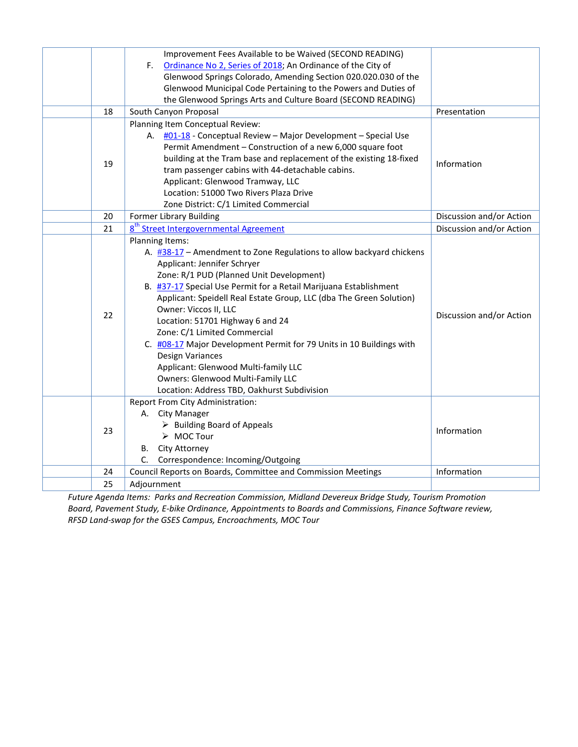| | | | |
|---|---|---|---|
| | | Improvement Fees Available to be Waived (SECOND READING)<br>F. Ordinance No 2, Series of 2018; An Ordinance of the City of Glenwood Springs Colorado, Amending Section 020.020.030 of the Glenwood Municipal Code Pertaining to the Powers and Duties of the Glenwood Springs Arts and Culture Board (SECOND READING) | |
| | 18 | South Canyon Proposal | Presentation |
| | 19 | Planning Item Conceptual Review:<br>A. #01-18 - Conceptual Review – Major Development – Special Use Permit Amendment – Construction of a new 6,000 square foot building at the Tram base and replacement of the existing 18-fixed tram passenger cabins with 44-detachable cabins.<br>Applicant: Glenwood Tramway, LLC<br>Location: 51000 Two Rivers Plaza Drive<br>Zone District: C/1 Limited Commercial | Information |
| | 20 | Former Library Building | Discussion and/or Action |
| | 21 | 8th Street Intergovernmental Agreement | Discussion and/or Action |
| | 22 | Planning Items:<br>A. #38-17 – Amendment to Zone Regulations to allow backyard chickens<br>Applicant: Jennifer Schryer<br>Zone: R/1 PUD (Planned Unit Development)<br>B. #37-17 Special Use Permit for a Retail Marijuana Establishment<br>Applicant: Speidell Real Estate Group, LLC (dba The Green Solution)<br>Owner: Viccos II, LLC<br>Location: 51701 Highway 6 and 24<br>Zone: C/1 Limited Commercial<br>C. #08-17 Major Development Permit for 79 Units in 10 Buildings with Design Variances<br>Applicant: Glenwood Multi-family LLC<br>Owners: Glenwood Multi-Family LLC<br>Location: Address TBD, Oakhurst Subdivision | Discussion and/or Action |
| | 23 | Report From City Administration:<br>A. City Manager<br>➢ Building Board of Appeals<br>➢ MOC Tour<br>B. City Attorney<br>C. Correspondence: Incoming/Outgoing | Information |
| | 24 | Council Reports on Boards, Committee and Commission Meetings | Information |
| | 25 | Adjournment | |

*Future Agenda Items: Parks and Recreation Commission, Midland Devereux Bridge Study, Tourism Promotion Board, Pavement Study, E-bike Ordinance, Appointments to Boards and Commissions, Finance Software review, RFSD Land-swap for the GSES Campus, Encroachments, MOC Tour*